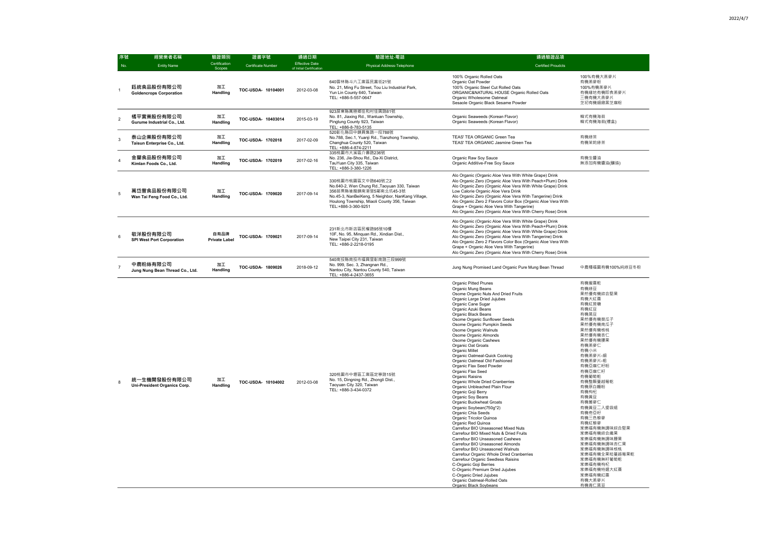| 序號<br>No. | 經營業者名稱<br>Entity Name | 驗證類別<br>Certification Scopes | 證書字號<br>Certificate Number | 通過日期<br>Effective Date of Initial Certification | 驗證地址-電話<br>Physical Address-Telephone | 通過驗證品項<br>Certified Proudcts | |
|---|---|---|---|---|---|---|---|
| 1 | 鈺統食品股份有限公司<br>**Goldencrops Corporation** | 加工<br>**Handling** | TOC-USDA- 10104001 | 2012-03-08 | 640雲林縣斗六工業區民富街21號<br>No. 21, Ming Fu Street, Tou Liu Industrial Park, Yun Lin County 640, Taiwan<br>TEL: +886-5-557-0647 | 100% Organic Rolled Oats<br>Organic Oat Powder<br>100% Organic Steel Cut Rolled Oats<br>ORGANIC&NATURAL HOUSE Organic Rolled Oats<br>Organic Wholesome Oatmeal<br>Sesaole Organic Black Sesame Powder | 100%有機大燕麥片<br>有機燕麥粉<br>100%有機燕麥片<br>有機綠地有機即食燕麥片<br>三機有機大燕麥片<br>芝初有機細磨黑芝麻粉 |
| 2 | 橘平實業股份有限公司<br>**Gurume Industrial Co., Ltd.** | 加工<br>**Handling** | TOC-USDA- 10403014 | 2015-03-19 | 923屏東縣萬巒鄉佳和村佳興路81號<br>No. 81, Jiaxing Rd., Wanluan Township, Pingtung County 923, Taiwan<br>TEL: +886-8-783-5135 | Organic Seaweeds (Korean Flavor)<br>Organic Seaweeds (Korean Flavor) | 韓式有機海苔<br>韓式有機海苔(禮盒) |
| 3 | 泰山企業股份有限公司<br>**Taisun Enterprise Co., Ltd.** | 加工<br>**Handling** | TOC-USDA- 1702018 | 2017-02-09 | 520彰化縣田中鎮員集路一段788號<br>No.788, Sec.1, Yuanji Rd., Tianzhong Township, Changhua County 520, Taiwan<br>TEL: +886-4-874-2211 | TEAS' TEA ORGANIC Green Tea<br>TEAS' TEA ORGANIC Jasmine Green Tea | 有機綠茶<br>有機茉莉綠茶 |
| 4 | 金蘭食品股份有限公司<br>**Kimlan Foods Co., Ltd.** | 加工<br>**Handling** | TOC-USDA- 1702019 | 2017-02-16 | 335桃園市大溪區介壽路236號<br>No. 236, Jie-Shou Rd., Da-Xi District, TauYuan City 335, Taiwan<br>TEL: +886-3-380-1226 | Organic Raw Soy Sauce<br>Organic Additive-Free Soy Sauce | 有機生醬油<br>無添加有機醬油(釀造) |
| 5 | 萬岱豐食品股份有限公司<br>**Wan Tai Feng Food Co., Ltd.** | 加工<br>**Handling** | TOC-USDA- 1709020 | 2017-09-14 | 330桃園市桃園區文中路640號之2<br>No.640-2, Wen Chung Rd.,Taoyuan 330, Taiwan<br>356苗栗縣後龍鎮南港里5鄰南北坑45-3號<br>No.45-3, NanBeiKeng, 5 Neighbor, NanKang Village, Houlong Township, Miaoli County 356, Taiwan<br>TEL:+886-3-360-9251 | Alo Organic (Organic Aloe Vera With White Grape) Drink<br>Alo Organic Zero (Organic Aloe Vera With Peach+Plum) Drink<br>Alo Organic Zero (Organic Aloe Vera With White Grape) Drink<br>Low Calorie Organic Aloe Vera Drink<br>Alo Organic Zero (Organic Aloe Vera With Tangerine) Drink<br>Alo Organic Zero 2 Flavors Color Box (Organic Aloe Vera With Grape + Organic Aloe Vera With Tangerine)<br>Alo Organic Zero (Organic Aloe Vera With Cherry Rose) Drink | |
| 6 | 敬洋股份有限公司<br>**SPI West Port Corporation** | 自有品牌<br>**Private Label** | TOC-USDA- 1709021 | 2017-09-14 | 231新北市新店區民權路95號10樓<br>10F, No. 95, Minquan Rd., Xindian Dist., New Taipei City 231, Taiwan<br>TEL: +886-2-2218-0195 | Alo Organic (Organic Aloe Vera With White Grape) Drink<br>Alo Organic Zero (Organic Aloe Vera With Peach+Plum) Drink<br>Alo Organic Zero (Organic Aloe Vera With White Grape) Drink<br>Alo Organic Zero (Organic Aloe Vera With Tangerine) Drink<br>Alo Organic Zero 2 Flavors Color Box (Organic Aloe Vera With Grape + Organic Aloe Vera With Tangerine)<br>Alo Organic Zero (Organic Aloe Vera With Cherry Rose) Drink | |
| 7 | 中農粉絲有限公司<br>**Jung Nung Bean Thread Co., Ltd.** | 加工<br>**Handling** | TOC-USDA- 1809026 | 2018-09-12 | 540南投縣南投市福興里彰南路三段999號<br>No. 999, Sec. 3, Zhangnan Rd., Nantou City, Nantou County 540, Taiwan<br>TEL: +886-4-2437-3655 | Jung Nung Promised Land Organic Pure Mung Bean Thread | 中農種福園有機100%純綠豆冬粉 |
| 8 | 統一生機開發股份有限公司<br>**Uni-President Organics Corp.** | 加工<br>**Handling** | TOC-USDA- 10104002 | 2012-03-08 | 320桃園市中壢區工業區定寧路15號<br>No. 15, Dingning Rd., Zhongli Dist., Taoyuan City 320, Taiwan<br>TEL: +886-3-434-0372 | Organic Pitted Prunes<br>Organic Mung Beans<br>Osome Organic Nuts And Dried Fruits<br>Organic Large Dried Jujubes<br>Organic Cane Sugar<br>Organic Azuki Beans<br>Organic Black Beans<br>Osome Organic Sunflower Seeds<br>Osome Organic Pumpkin Seeds<br>Osome Organic Walnuts<br>Osome Organic Almonds<br>Osome Organic Cashews<br>Organic Oat Groats<br>Organic Millet<br>Organic Oatmeal-Quick Cooking<br>Organic Oatmeal Old Fashioned<br>Organic Flax Seed Powder<br>Organic Flax Seed<br>Organic Raisins<br>Organic Whole Dried Cranberries<br>Organic Unbleached Plain Flour<br>Organic Goji Berry<br>Organic Soy Beans<br>Organic Buckwheat Groats<br>Organic Soybean(750g*2)<br>Organic Chia Seeds<br>Organic Tricolor Quinoa<br>Organic Red Quinoa<br>Carrefour BIO Unseasoned Mixed Nuts<br>Carrefour BIO Mixed Nuts & Dried Fruits<br>Carrefour BIO Unseasoned Cashews<br>Carrefour BIO Unseasoned Almonds<br>Carrefour BIO Unseasoned Walnuts<br>Carrefour Organic Whole Dried Cranberries<br>Carrefour Organic Seedless Raisins<br>C-Organic Goji Berries<br>C-Organic Premium Dried Jujubes<br>C-Organic Dried Jujubes<br>Organic Oatmeal-Rolled Oats<br>Organic Black Soybeans | 有機蜜棗乾<br>有機綠豆<br>果然優有機綜合堅果<br>有機大紅棗<br>有機紅蔗糖<br>有機紅豆<br>有機黑豆<br>果然優有機葵瓜子<br>果然優有機南瓜子<br>果然優有機核桃<br>果然優有機杏仁<br>果然優有機腰果<br>有機燕麥仁<br>有機小米<br>有機燕麥片-細<br>有機燕麥片-粗<br>有機亞麻仁籽粉<br>有機亞麻仁籽<br>有機葡萄乾<br>有機整顆蔓越莓乾<br>有機原白麵粉<br>有機枸杞<br>有機黃豆<br>有機蕎麥仁<br>有機黃豆二入提袋組<br>有機奇亞籽<br>有機三色藜麥<br>有機紅藜麥<br>家樂福有機無調味綜合堅果<br>家樂福有機綜合纖果<br>家樂福有機無調味腰果<br>家樂福有機無調味杏仁果<br>家樂福有機無調味核桃<br>家樂福有機全果粒蔓越莓果乾<br>家樂福有機無籽葡萄乾<br>家樂福有機枸杞<br>家樂福有機特選大紅棗<br>家樂福有機紅棗<br>有機大燕麥片<br>有機青仁黑豆 |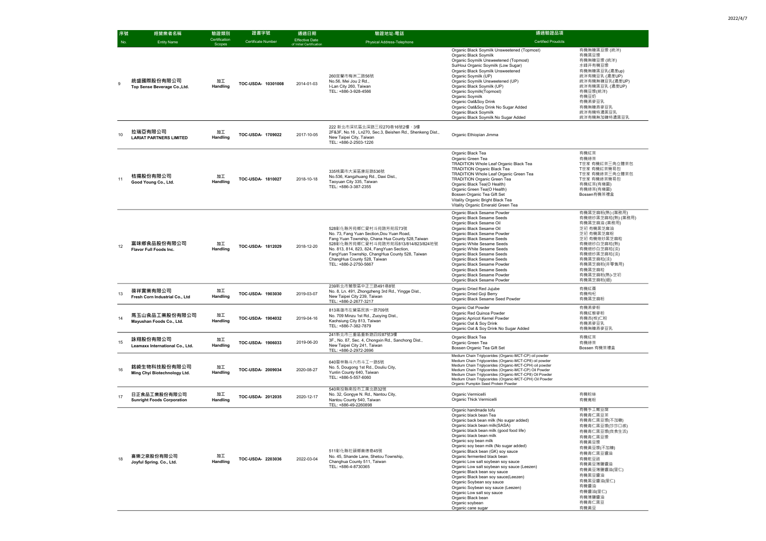| 序號 No. | 經營業者名稱 Entity Name | 驗證類別 Certification Scopes | 證書字號 Certificate Number | 通過日期 Effective Date of Initial Certification | 驗證地址-電話 Physical Address-Telephone | 通過驗證品項 Certified Proudcts | |
|---|---|---|---|---|---|---|---|
| 9 | 統盛國際股份有限公司 Top Sense Beverage Co.,Ltd. | 加工 Handling | TOC-USDA- 10301008 | 2014-01-03 | 260宜蘭市梅洲二路56號 No.56, Mei Jou 2 Rd., I-Lan City 260, Taiwan TEL: +886-3-928-4566 | Organic Black Soymilk Unsweetened (Topmost)<br>Organic Black Soymilk<br>Organic Soymilk Unsweetened (Topmost)<br>SuiHoui Organic Soymilk (Low Sugar)<br>Organic Black Soymilk Unsweetened<br>Organic Soymilk (UP)<br>Organic Soymilk Unsweetened (UP)<br>Organic Black Soymilk (UP)<br>Organic Soymilk(Topmost)<br>Organic Soymilk<br>Organic Oat&Soy Drink<br>Organic Oat&Soy Drink No Sugar Added<br>Organic Black Soymilk<br>Organic Black Soymilk No Sugar Added | 有機無糖黑豆漿 (統洋)<br>有機黑豆漿<br>有機無糖豆漿 (統洋)<br>水蛙井有機豆漿<br>有機無糖黑豆乳(濃度up)<br>統洋有機豆乳 (濃度UP)<br>統洋有機無糖豆乳(濃度UP)<br>統洋有機黑豆乳 (濃度UP)<br>有機豆漿(統洋)<br>有機豆奶<br>有機燕麥豆乳<br>有機無糖燕麥豆乳<br>統洋有機特濃黑豆乳<br>統洋有機無加糖特濃黑豆乳 |
| 10 | 拉瑞亞有限公司 LARIAT PARTNERS LIMITED | 加工 Handling | TOC-USDA- 1709022 | 2017-10-05 | 222 新北市深坑區北深路三段270巷16號2樓、3樓 2F&3F, No.16 , Ln270, Sec.3, Beishen Rd., Shenkeng Dist., New Taipei City, Taiwan TEL: +886-2-2503-1226 | Organic Ethiopian Jimma | |
| 11 | 桔揚股份有限公司 Good Young Co., Ltd. | 加工 Handling | TOC-USDA- 1810027 | 2018-10-18 | 335桃園市大溪區康莊路536號 No.536, Kangzhuang Rd., Daxi Dist., Taoyuan City 335, Taiwan TEL: +886-3-387-2355 | Organic Black Tea<br>Organic Green Tea<br>TRADITION Whole Leaf Organic Black Tea<br>TRADITION Organic Black Tea<br>TRADITION Whole Leaf Organic Green Tea<br>TRADITION Organic Green Tea<br>Organic Black Tea(O Health)<br>Organic Green Tea(O Health)<br>Bossen Organic Tea Gift Set<br>Vitality Organic Bright Black Tea<br>Vitality Organic Emerald Green Tea | 有機紅茶<br>有機綠茶<br>T世家 有機紅茶三角立體茶包<br>T世家 有機紅茶簡易包<br>T世家 有機綠茶三角立體茶包<br>T世家 有機綠茶簡易包<br>有機紅茶(有機園)<br>有機綠茶(有機園)<br>Bossen有機茶禮盒 |
| 12 | 富味鄉食品股份有限公司 Flavor Full Foods Inc. | 加工 Handling | TOC-USDA- 1812029 | 2018-12-20 | 528彰化縣芳苑鄉仁愛村斗苑路芳苑段73號 No. 73, Fang Yuan Section,Dou Yuan Road, Fang Yuan Township, Chana Hua County 528,Taiwan 528彰化縣芳苑鄉仁愛村斗苑路芳苑段813/814/823/824地號 No. 813, 814, 823, 824, FangYuan Section, FangYuan Township, ChangHua County 528, Taiwan ChangHua County 528, Taiwan TEL: +886-2-2750-5667 | Organic Black Sesame Powder<br>Organic Black Sesame Seeds<br>Organic Black Sesame Oil<br>Organic Black Sesame Oil<br>Organic Black Sesame Powder<br>Organic Black Sesame Seeds<br>Organic White Sesame Seeds<br>Organic White Sesame Seeds<br>Organic Black Sesame Seeds<br>Organic Black Sesame Seeds<br>Organic Black Sesame Powder<br>Organic Black Sesame Seeds<br>Organic Black Sesame Powder<br>Organic Black Sesame Powder | 有機黑芝麻粉(熟) (業務用)<br>有機焙炒黑芝麻粒(熟) (業務用)<br>有機黑芝麻油 (業務用)<br>芝初 有機黑芝麻油<br>芝初 有機黑芝麻粉<br>芝初 有機焙炒黑芝麻粒<br>有機焙炒白芝麻粒(熟)<br>有機焙炒白芝麻粒(淡)<br>有機焙炒黑芝麻粒(淡)<br>有機黑芝麻粒(淡)<br>有機黑芝麻粉(非零售用)<br>有機黑芝麻粒<br>有機黑芝麻粉(熟)-芝初<br>有機黑芝麻粉(細) |
| 13 | 薌祥實業有限公司 Fresh Corn Industrial Co., Ltd | 加工 Handling | TOC-USDA- 1903030 | 2019-03-07 | 239新北市鶯歌區中正三路491巷8號 No. 8, Ln. 491, Zhongzheng 3rd Rd., Yingge Dist., New Taipei City 239, Taiwan TEL: +886-2-2677-3217 | Organic Dried Red Jujube<br>Organic Dried Goji Berry<br>Organic Black Sesame Seed Powder | 有機紅棗<br>有機枸杞<br>有機黑芝麻粉 |
| 14 | 馬玉山食品工業股份有限公司 Mayushan Foods Co., Ltd. | 加工 Handling | TOC-USDA- 1904032 | 2019-04-16 | 813高雄市左營區民族一路709號 No. 709 Minzu 1st Rd., Zuoying Dist., Kaohsiung City 813, Taiwan TEL: +886-7-382-7879 | Organic Oat Powder<br>Organic Red Quinoa Powder<br>Organic Apricot Kernel Powder<br>Organic Oat & Soy Drink<br>Organic Oat & Soy Drink No Sugar Added | 有機燕麥粉<br>有機紅藜麥粉<br>有機杏(核)仁粉<br>有機燕麥豆乳<br>有機無糖燕麥豆乳 |
| 15 | 詠翔股份有限公司 Leamaxx International Co., Ltd. | 加工 Handling | TOC-USDA- 1906033 | 2019-06-20 | 241新北市三重區重新路四段87號3樓 3F., No. 87, Sec. 4, Chongxin Rd., Sanchong Dist., New Taipei City 241, Taiwan TEL: +886-2-2972-2696 | Organic Black Tea<br>Organic Green Tea<br>Bossen Organic Tea Gift Set | 有機紅茶<br>有機綠茶<br>Bossen 有機茶禮盒 |
| 16 | 銘崎生物科技股份有限公司 Ming Chyi Biotechnology Ltd. | 加工 Handling | TOC-USDA- 2009034 | 2020-08-27 | 640雲林縣斗六市斗工一路5號 No. 5, Dougong 1st Rd., Douliu City, Yunlin County 640, Taiwan TEL: +886-5-557-6060 | Medium Chain Triglycerides (Organic-MCT-CP) oil powder<br>Medium Chain Triglycerides (Organic-MCT-CP8) oil powder<br>Medium Chain Triglycerides (Organic-MCT-CPH) oil powder<br>Medium Chain Triglycerides (Organic-MCT-CP) Oil Powder<br>Medium Chain Triglycerides (Organic-MCT-CP8) Oil Powder<br>Medium Chain Triglycerides (Organic-MCT-CPH) Oil Powder<br>Organic Pumpkin Seed Protein Powder | |
| 17 | 日正食品工業股份有限公司 Sunright Foods Corporation | 加工 Handling | TOC-USDA- 2012035 | 2020-12-17 | 540南投縣南投市工業北路32號 No. 32, Gongye N. Rd., Nantou City, Nantou County 540, Taiwan TEL: +886-49-2260898 | Organic Vermicelli<br>Organic Thick Vermicelli | 有機粉絲<br>有機寬粉 |
| 18 | 喜樂之泉股份有限公司 Joyful Spring. Co., Ltd. | 加工 Handling | TOC-USDA- 2203036 | 2022-03-04 | 511彰化縣社頭鄉善德巷45號 No. 45, Shande Lane, Shetou Township, Changhua County 511, Taiwan TEL: +886-4-8730365 | Organic handmade tofu<br>Organic black bean Tea<br>Organic back bean milk (No sugar added)<br>Organic black bean milk(SASA)<br>Organic black bean milk (good food life)<br>Organic black bean milk<br>Organic soy bean milk<br>Organic soy bean milk (No sugar added)<br>Organic Black bean (GK) soy sauce<br>Organic fermented black bean<br>Organic Low salt soybean soy sauce<br>Organic Low salt soybean soy sauce (Leezen)<br>Organic Black bean soy sauce<br>Organic Black bean soy sauce(Leezen)<br>Organic Soybean soy sauce<br>Organic Soybean soy sauce (Leezen)<br>Organic Low salt soy sauce<br>Organic Black bean<br>Organic soybean<br>Organic cane sugar | 有機手工嫩豆腐<br>有機青仁黑豆茶<br>有機青仁黑豆漿(不加糖)<br>有機青仁黑豆漿(莎莎口感)<br>有機青仁黑豆漿(良食生活)<br>有機青仁黑豆漿<br>有機黃豆漿<br>有機黃豆漿(不加糖)<br>有機青仁黑豆醬油<br>有機乾豆豉<br>有機黃豆薄鹽醬油<br>有機黃豆薄鹽醬油(里仁)<br>有機黑豆醬油<br>有機黑豆醬油(里仁)<br>有機醬油<br>有機醬油(里仁)<br>有機薄鹽醬油<br>有機青仁黑豆<br>有機黃豆 |